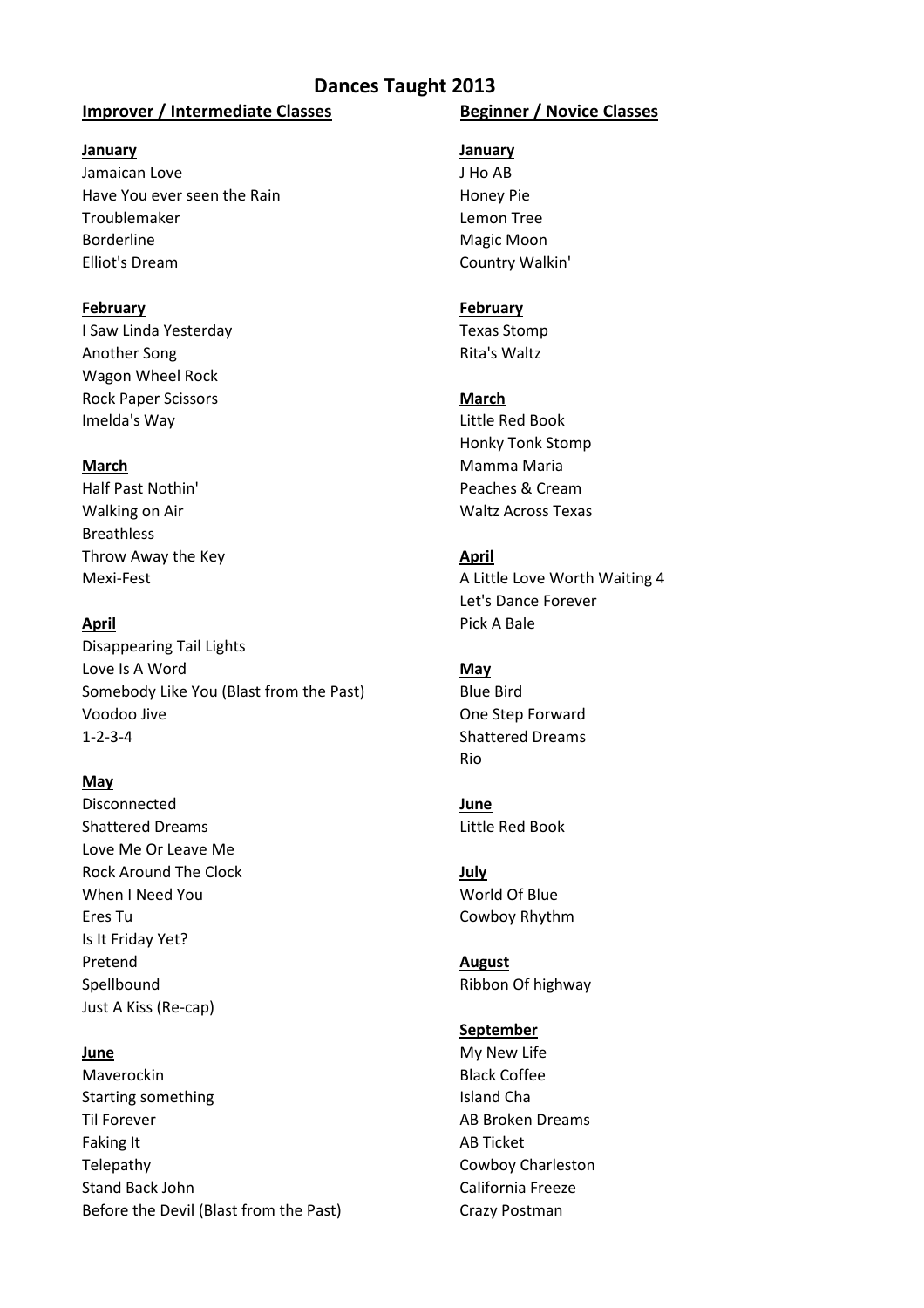# Dances Taught 2013

## Improver / Intermediate Classes

**January**

Jamaican Love
Have You ever seen the Rain
Troublemaker
Borderline
Elliot's Dream

**February**

I Saw Linda Yesterday
Another Song
Wagon Wheel Rock
Rock Paper Scissors
Imelda's Way

**March**

Half Past Nothin'
Walking on Air
Breathless
Throw Away the Key
Mexi-Fest

**April**

Disappearing Tail Lights
Love Is A Word
Somebody Like You (Blast from the Past)
Voodoo Jive
1-2-3-4

**May**

Disconnected
Shattered Dreams
Love Me Or Leave Me
Rock Around The Clock
When I Need You
Eres Tu
Is It Friday Yet?
Pretend
Spellbound
Just A Kiss (Re-cap)

**June**

Maverockin
Starting something
Til Forever
Faking It
Telepathy
Stand Back John
Before the Devil (Blast from the Past)

## Beginner / Novice Classes

**January**

J Ho AB
Honey Pie
Lemon Tree
Magic Moon
Country Walkin'

**February**

Texas Stomp
Rita's Waltz

**March**

Little Red Book
Honky Tonk Stomp
Mamma Maria
Peaches & Cream
Waltz Across Texas

**April**

A Little Love Worth Waiting 4
Let's Dance Forever
Pick A Bale

**May**

Blue Bird
One Step Forward
Shattered Dreams
Rio

**June**

Little Red Book

**July**

World Of Blue
Cowboy Rhythm

**August**

Ribbon Of highway

**September**

My New Life
Black Coffee
Island Cha
AB Broken Dreams
AB Ticket
Cowboy Charleston
California Freeze
Crazy Postman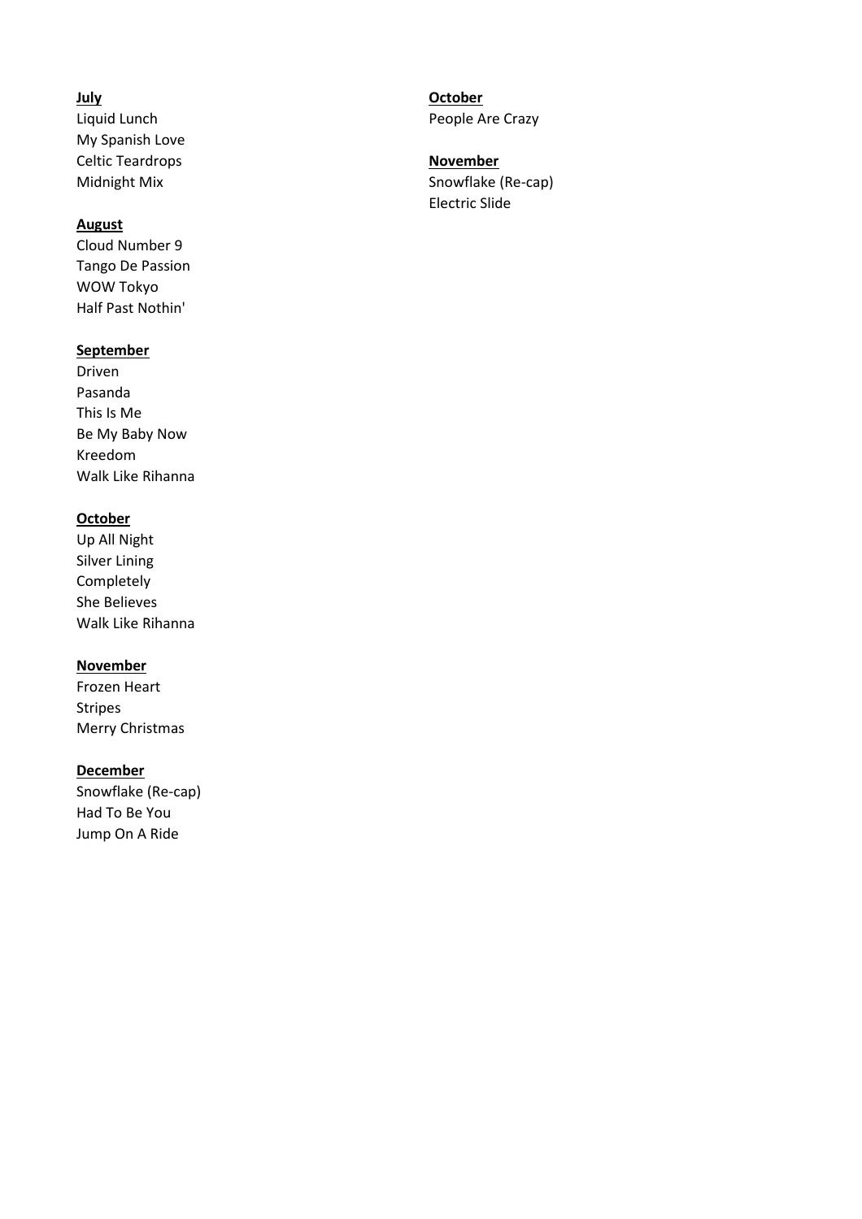**July**

Liquid Lunch
My Spanish Love
Celtic Teardrops
Midnight Mix

**August**

Cloud Number 9
Tango De Passion
WOW Tokyo
Half Past Nothin'

**September**

Driven
Pasanda
This Is Me
Be My Baby Now
Kreedom
Walk Like Rihanna

**October**

Up All Night
Silver Lining
Completely
She Believes
Walk Like Rihanna

**November**

Frozen Heart
Stripes
Merry Christmas

**December**

Snowflake (Re-cap)
Had To Be You
Jump On A Ride

**October**

People Are Crazy

**November**

Snowflake (Re-cap)
Electric Slide